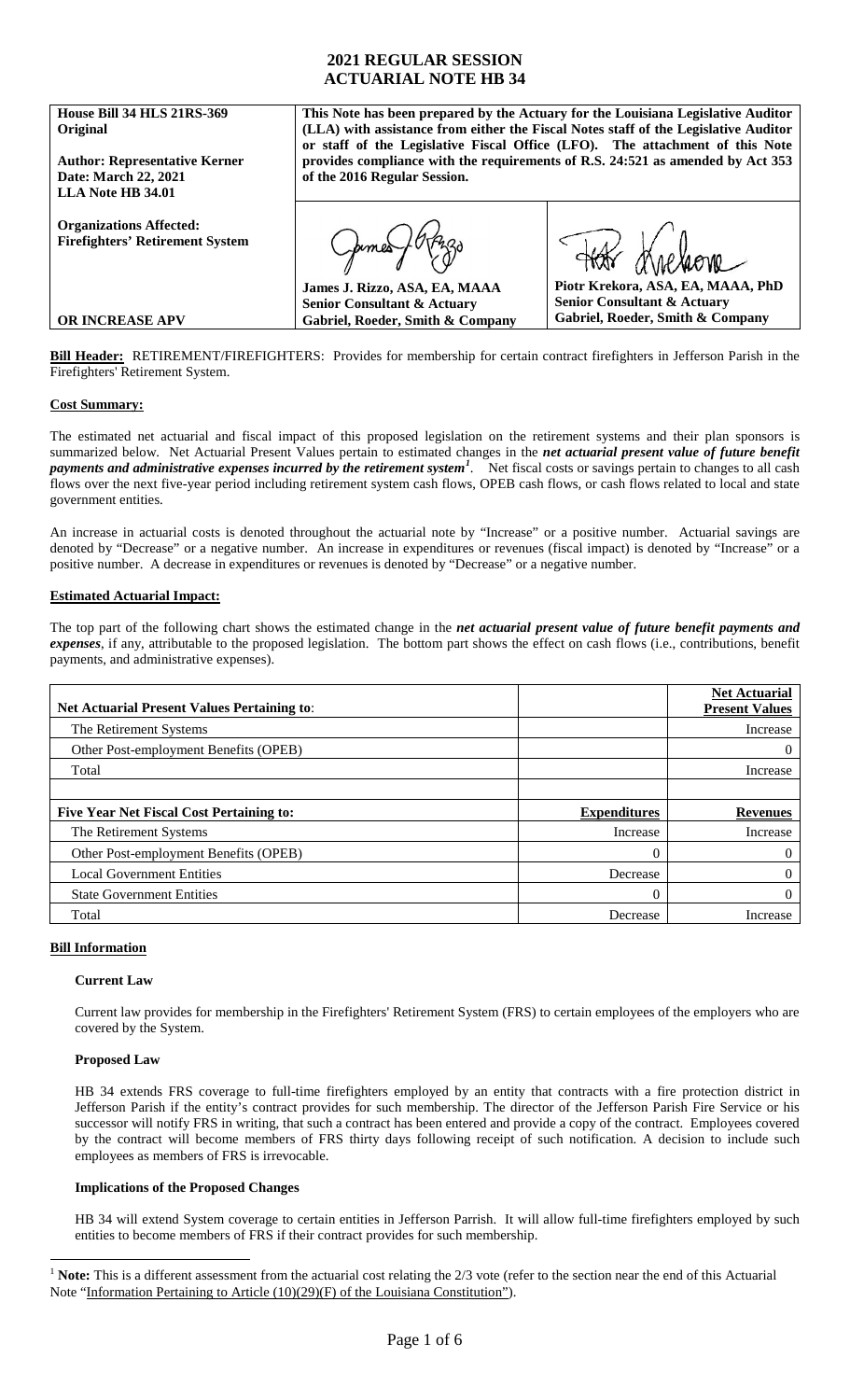# 2021 REGULAR SESSION
# ACTUARIAL NOTE HB 34

| | | |
|---|---|---|
| **House Bill 34 HLS 21RS-369**<br>**Original**<br><br>**Author: Representative Kerner**<br>**Date: March 22, 2021**<br>**LLA Note HB 34.01** | **This Note has been prepared by the Actuary for the Louisiana Legislative Auditor (LLA) with assistance from either the Fiscal Notes staff of the Legislative Auditor or staff of the Legislative Fiscal Office (LFO). The attachment of this Note provides compliance with the requirements of R.S. 24:521 as amended by Act 353 of the 2016 Regular Session.** | |
| **Organizations Affected:**<br>**Firefighters' Retirement System**<br><br><br>**OR INCREASE APV** | **James J. Rizzo, ASA, EA, MAAA**<br>**Senior Consultant & Actuary**<br>**Gabriel, Roeder, Smith & Company** | **Piotr Krekora, ASA, EA, MAAA, PhD**<br>**Senior Consultant & Actuary**<br>**Gabriel, Roeder, Smith & Company** |

**Bill Header:** RETIREMENT/FIREFIGHTERS: Provides for membership for certain contract firefighters in Jefferson Parish in the Firefighters' Retirement System.

## Cost Summary:

The estimated net actuarial and fiscal impact of this proposed legislation on the retirement systems and their plan sponsors is summarized below. Net Actuarial Present Values pertain to estimated changes in the ***net actuarial present value of future benefit payments and administrative expenses incurred by the retirement system***[1]. Net fiscal costs or savings pertain to changes to all cash flows over the next five-year period including retirement system cash flows, OPEB cash flows, or cash flows related to local and state government entities.

An increase in actuarial costs is denoted throughout the actuarial note by "Increase" or a positive number. Actuarial savings are denoted by "Decrease" or a negative number. An increase in expenditures or revenues (fiscal impact) is denoted by "Increase" or a positive number. A decrease in expenditures or revenues is denoted by "Decrease" or a negative number.

## Estimated Actuarial Impact:

The top part of the following chart shows the estimated change in the ***net actuarial present value of future benefit payments and expenses***, if any, attributable to the proposed legislation. The bottom part shows the effect on cash flows (i.e., contributions, benefit payments, and administrative expenses).

| Net Actuarial Present Values Pertaining to: | | Net Actuarial Present Values |
|---|---|---|
| The Retirement Systems | | Increase |
| Other Post-employment Benefits (OPEB) | | 0 |
| Total | | Increase |
| | | |
| **Five Year Net Fiscal Cost Pertaining to:** | **Expenditures** | **Revenues** |
| The Retirement Systems | Increase | Increase |
| Other Post-employment Benefits (OPEB) | 0 | 0 |
| Local Government Entities | Decrease | 0 |
| State Government Entities | 0 | 0 |
| Total | Decrease | Increase |

## Bill Information

### Current Law

Current law provides for membership in the Firefighters' Retirement System (FRS) to certain employees of the employers who are covered by the System.

### Proposed Law

HB 34 extends FRS coverage to full-time firefighters employed by an entity that contracts with a fire protection district in Jefferson Parish if the entity's contract provides for such membership. The director of the Jefferson Parish Fire Service or his successor will notify FRS in writing, that such a contract has been entered and provide a copy of the contract. Employees covered by the contract will become members of FRS thirty days following receipt of such notification. A decision to include such employees as members of FRS is irrevocable.

### Implications of the Proposed Changes

HB 34 will extend System coverage to certain entities in Jefferson Parish. It will allow full-time firefighters employed by such entities to become members of FRS if their contract provides for such membership.

[1] **Note:** This is a different assessment from the actuarial cost relating the 2/3 vote (refer to the section near the end of this Actuarial Note "Information Pertaining to Article (10)(29)(F) of the Louisiana Constitution").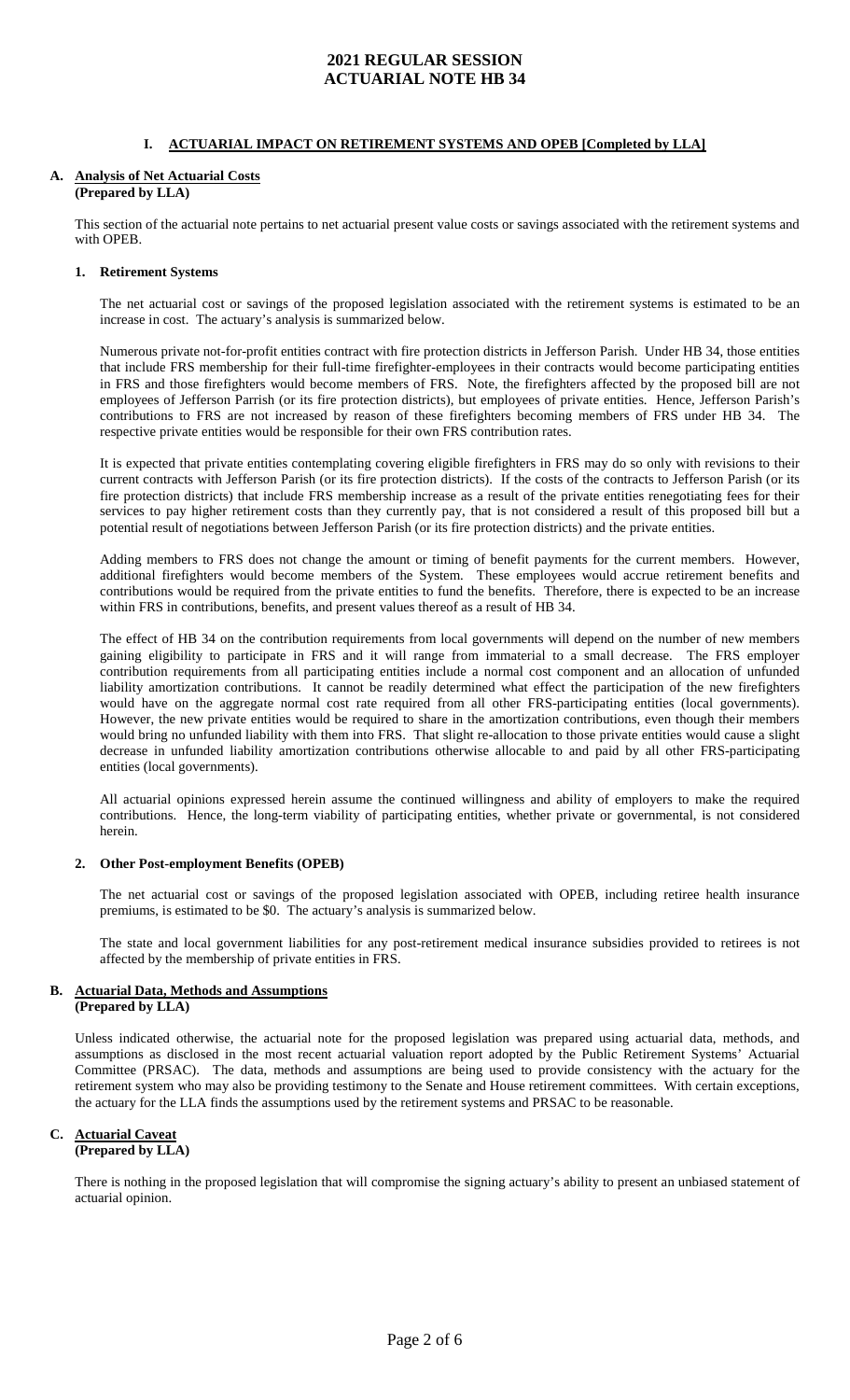## I. ACTUARIAL IMPACT ON RETIREMENT SYSTEMS AND OPEB [Completed by LLA]

### A. Analysis of Net Actuarial Costs
**(Prepared by LLA)**

This section of the actuarial note pertains to net actuarial present value costs or savings associated with the retirement systems and with OPEB.

#### 1. Retirement Systems

The net actuarial cost or savings of the proposed legislation associated with the retirement systems is estimated to be an increase in cost. The actuary's analysis is summarized below.

Numerous private not-for-profit entities contract with fire protection districts in Jefferson Parish. Under HB 34, those entities that include FRS membership for their full-time firefighter-employees in their contracts would become participating entities in FRS and those firefighters would become members of FRS. Note, the firefighters affected by the proposed bill are not employees of Jefferson Parrish (or its fire protection districts), but employees of private entities. Hence, Jefferson Parish's contributions to FRS are not increased by reason of these firefighters becoming members of FRS under HB 34. The respective private entities would be responsible for their own FRS contribution rates.

It is expected that private entities contemplating covering eligible firefighters in FRS may do so only with revisions to their current contracts with Jefferson Parish (or its fire protection districts). If the costs of the contracts to Jefferson Parish (or its fire protection districts) that include FRS membership increase as a result of the private entities renegotiating fees for their services to pay higher retirement costs than they currently pay, that is not considered a result of this proposed bill but a potential result of negotiations between Jefferson Parish (or its fire protection districts) and the private entities.

Adding members to FRS does not change the amount or timing of benefit payments for the current members. However, additional firefighters would become members of the System. These employees would accrue retirement benefits and contributions would be required from the private entities to fund the benefits. Therefore, there is expected to be an increase within FRS in contributions, benefits, and present values thereof as a result of HB 34.

The effect of HB 34 on the contribution requirements from local governments will depend on the number of new members gaining eligibility to participate in FRS and it will range from immaterial to a small decrease. The FRS employer contribution requirements from all participating entities include a normal cost component and an allocation of unfunded liability amortization contributions. It cannot be readily determined what effect the participation of the new firefighters would have on the aggregate normal cost rate required from all other FRS-participating entities (local governments). However, the new private entities would be required to share in the amortization contributions, even though their members would bring no unfunded liability with them into FRS. That slight re-allocation to those private entities would cause a slight decrease in unfunded liability amortization contributions otherwise allocable to and paid by all other FRS-participating entities (local governments).

All actuarial opinions expressed herein assume the continued willingness and ability of employers to make the required contributions. Hence, the long-term viability of participating entities, whether private or governmental, is not considered herein.

#### 2. Other Post-employment Benefits (OPEB)

The net actuarial cost or savings of the proposed legislation associated with OPEB, including retiree health insurance premiums, is estimated to be $0. The actuary's analysis is summarized below.

The state and local government liabilities for any post-retirement medical insurance subsidies provided to retirees is not affected by the membership of private entities in FRS.

### B. Actuarial Data, Methods and Assumptions
**(Prepared by LLA)**

Unless indicated otherwise, the actuarial note for the proposed legislation was prepared using actuarial data, methods, and assumptions as disclosed in the most recent actuarial valuation report adopted by the Public Retirement Systems' Actuarial Committee (PRSAC). The data, methods and assumptions are being used to provide consistency with the actuary for the retirement system who may also be providing testimony to the Senate and House retirement committees. With certain exceptions, the actuary for the LLA finds the assumptions used by the retirement systems and PRSAC to be reasonable.

### C. Actuarial Caveat
**(Prepared by LLA)**

There is nothing in the proposed legislation that will compromise the signing actuary's ability to present an unbiased statement of actuarial opinion.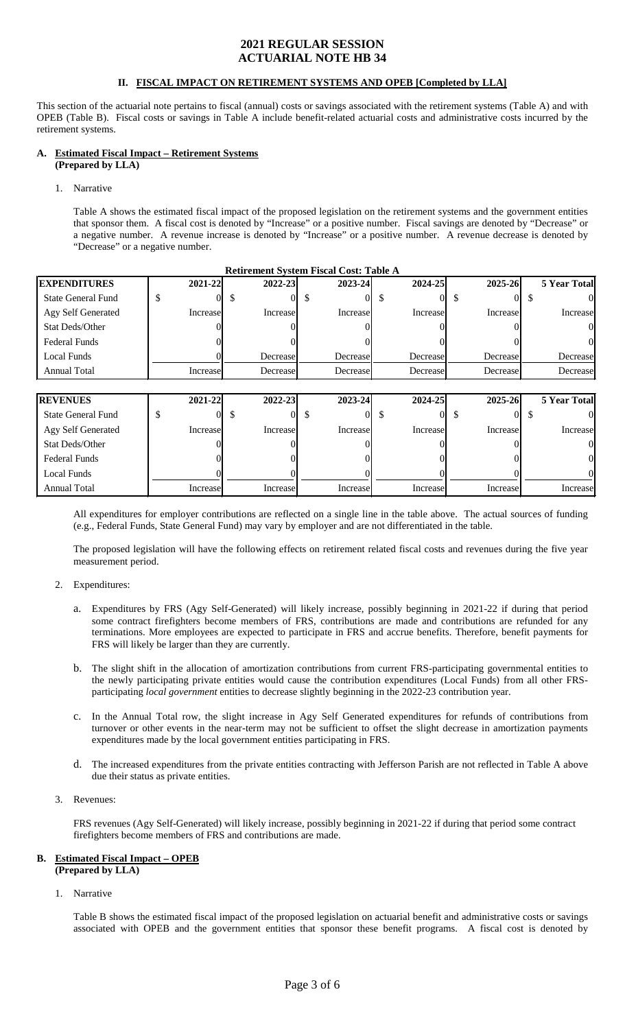# 2021 REGULAR SESSION
# ACTUARIAL NOTE HB 34

## II. FISCAL IMPACT ON RETIREMENT SYSTEMS AND OPEB [Completed by LLA]

This section of the actuarial note pertains to fiscal (annual) costs or savings associated with the retirement systems (Table A) and with OPEB (Table B). Fiscal costs or savings in Table A include benefit-related actuarial costs and administrative costs incurred by the retirement systems.

### A. Estimated Fiscal Impact – Retirement Systems
**(Prepared by LLA)**

1. Narrative

Table A shows the estimated fiscal impact of the proposed legislation on the retirement systems and the government entities that sponsor them. A fiscal cost is denoted by "Increase" or a positive number. Fiscal savings are denoted by "Decrease" or a negative number. A revenue increase is denoted by "Increase" or a positive number. A revenue decrease is denoted by "Decrease" or a negative number.

**Retirement System Fiscal Cost: Table A**

| EXPENDITURES | 2021-22 | 2022-23 | 2023-24 | 2024-25 | 2025-26 | 5 Year Total |
|---|---|---|---|---|---|---|
| State General Fund | $ 0 | $ 0 | $ 0 | $ 0 | $ 0 | $ 0 |
| Agy Self Generated | Increase | Increase | Increase | Increase | Increase | Increase |
| Stat Deds/Other | 0 | 0 | 0 | 0 | 0 | 0 |
| Federal Funds | 0 | 0 | 0 | 0 | 0 | 0 |
| Local Funds | 0 | Decrease | Decrease | Decrease | Decrease | Decrease |
| Annual Total | Increase | Decrease | Decrease | Decrease | Decrease | Decrease |

| REVENUES | 2021-22 | 2022-23 | 2023-24 | 2024-25 | 2025-26 | 5 Year Total |
|---|---|---|---|---|---|---|
| State General Fund | $ 0 | $ 0 | $ 0 | $ 0 | $ 0 | $ 0 |
| Agy Self Generated | Increase | Increase | Increase | Increase | Increase | Increase |
| Stat Deds/Other | 0 | 0 | 0 | 0 | 0 | 0 |
| Federal Funds | 0 | 0 | 0 | 0 | 0 | 0 |
| Local Funds | 0 | 0 | 0 | 0 | 0 | 0 |
| Annual Total | Increase | Increase | Increase | Increase | Increase | Increase |

All expenditures for employer contributions are reflected on a single line in the table above. The actual sources of funding (e.g., Federal Funds, State General Fund) may vary by employer and are not differentiated in the table.

The proposed legislation will have the following effects on retirement related fiscal costs and revenues during the five year measurement period.

2. Expenditures:

   a. Expenditures by FRS (Agy Self-Generated) will likely increase, possibly beginning in 2021-22 if during that period some contract firefighters become members of FRS, contributions are made and contributions are refunded for any terminations. More employees are expected to participate in FRS and accrue benefits. Therefore, benefit payments for FRS will likely be larger than they are currently.

   b. The slight shift in the allocation of amortization contributions from current FRS-participating governmental entities to the newly participating private entities would cause the contribution expenditures (Local Funds) from all other FRS-participating *local government* entities to decrease slightly beginning in the 2022-23 contribution year.

   c. In the Annual Total row, the slight increase in Agy Self Generated expenditures for refunds of contributions from turnover or other events in the near-term may not be sufficient to offset the slight decrease in amortization payments expenditures made by the local government entities participating in FRS.

   d. The increased expenditures from the private entities contracting with Jefferson Parish are not reflected in Table A above due their status as private entities.

3. Revenues:

FRS revenues (Agy Self-Generated) will likely increase, possibly beginning in 2021-22 if during that period some contract firefighters become members of FRS and contributions are made.

### B. Estimated Fiscal Impact – OPEB
**(Prepared by LLA)**

1. Narrative

Table B shows the estimated fiscal impact of the proposed legislation on actuarial benefit and administrative costs or savings associated with OPEB and the government entities that sponsor these benefit programs. A fiscal cost is denoted by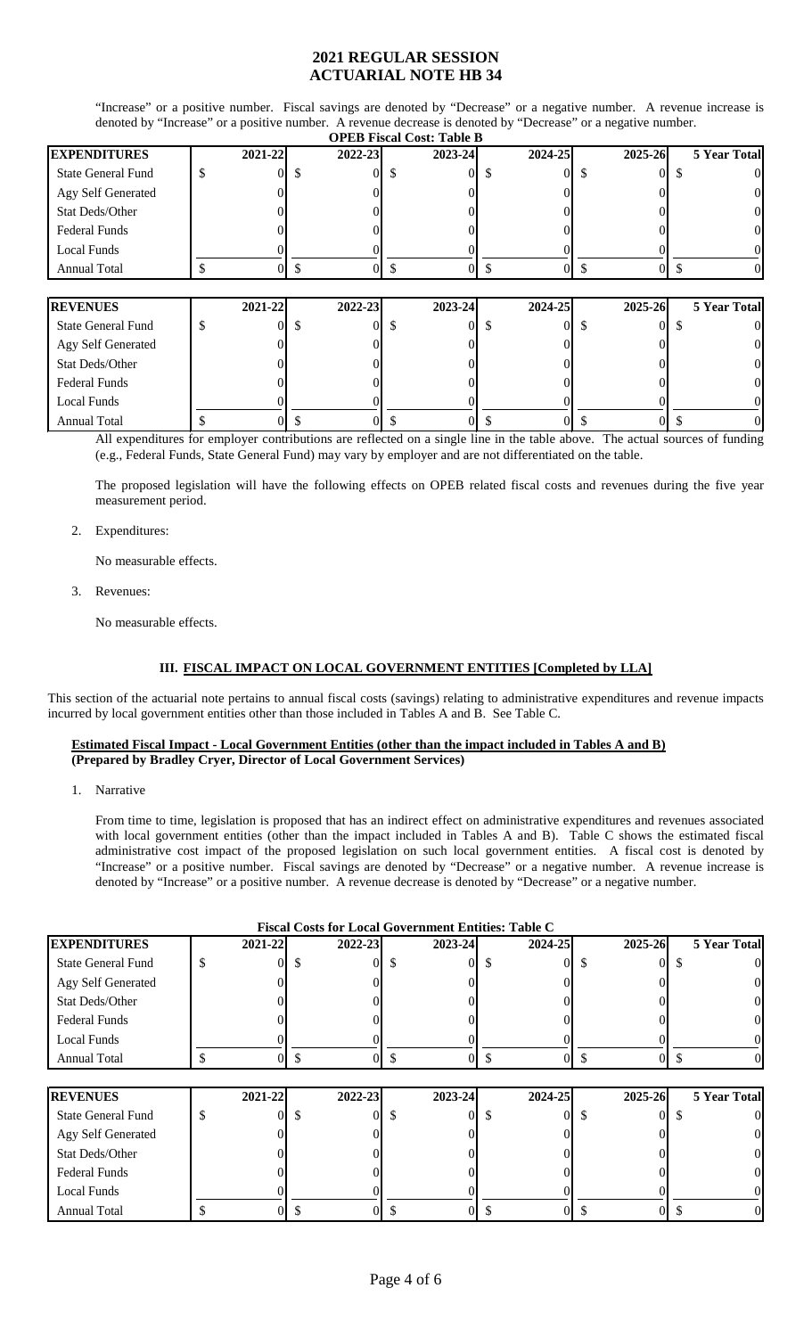# 2021 REGULAR SESSION
# ACTUARIAL NOTE HB 34

"Increase" or a positive number. Fiscal savings are denoted by "Decrease" or a negative number. A revenue increase is denoted by "Increase" or a positive number. A revenue decrease is denoted by "Decrease" or a negative number.

**OPEB Fiscal Cost: Table B**

| EXPENDITURES | 2021-22 | 2022-23 | 2023-24 | 2024-25 | 2025-26 | 5 Year Total |
|---|---|---|---|---|---|---|
| State General Fund | $ 0 | $ 0 | $ 0 | $ 0 | $ 0 | $ 0 |
| Agy Self Generated | 0 | 0 | 0 | 0 | 0 | 0 |
| Stat Deds/Other | 0 | 0 | 0 | 0 | 0 | 0 |
| Federal Funds | 0 | 0 | 0 | 0 | 0 | 0 |
| Local Funds | 0 | 0 | 0 | 0 | 0 | 0 |
| Annual Total | $ 0 | $ 0 | $ 0 | $ 0 | $ 0 | $ 0 |

| REVENUES | 2021-22 | 2022-23 | 2023-24 | 2024-25 | 2025-26 | 5 Year Total |
|---|---|---|---|---|---|---|
| State General Fund | $ 0 | $ 0 | $ 0 | $ 0 | $ 0 | $ 0 |
| Agy Self Generated | 0 | 0 | 0 | 0 | 0 | 0 |
| Stat Deds/Other | 0 | 0 | 0 | 0 | 0 | 0 |
| Federal Funds | 0 | 0 | 0 | 0 | 0 | 0 |
| Local Funds | 0 | 0 | 0 | 0 | 0 | 0 |
| Annual Total | $ 0 | $ 0 | $ 0 | $ 0 | $ 0 | $ 0 |

All expenditures for employer contributions are reflected on a single line in the table above. The actual sources of funding (e.g., Federal Funds, State General Fund) may vary by employer and are not differentiated on the table.

The proposed legislation will have the following effects on OPEB related fiscal costs and revenues during the five year measurement period.

2. Expenditures:

   No measurable effects.

3. Revenues:

   No measurable effects.

## III. FISCAL IMPACT ON LOCAL GOVERNMENT ENTITIES [Completed by LLA]

This section of the actuarial note pertains to annual fiscal costs (savings) relating to administrative expenditures and revenue impacts incurred by local government entities other than those included in Tables A and B. See Table C.

**Estimated Fiscal Impact - Local Government Entities (other than the impact included in Tables A and B)**
**(Prepared by Bradley Cryer, Director of Local Government Services)**

1. Narrative

   From time to time, legislation is proposed that has an indirect effect on administrative expenditures and revenues associated with local government entities (other than the impact included in Tables A and B). Table C shows the estimated fiscal administrative cost impact of the proposed legislation on such local government entities. A fiscal cost is denoted by "Increase" or a positive number. Fiscal savings are denoted by "Decrease" or a negative number. A revenue increase is denoted by "Increase" or a positive number. A revenue decrease is denoted by "Decrease" or a negative number.

**Fiscal Costs for Local Government Entities: Table C**

| EXPENDITURES | 2021-22 | 2022-23 | 2023-24 | 2024-25 | 2025-26 | 5 Year Total |
|---|---|---|---|---|---|---|
| State General Fund | $ 0 | $ 0 | $ 0 | $ 0 | $ 0 | $ 0 |
| Agy Self Generated | 0 | 0 | 0 | 0 | 0 | 0 |
| Stat Deds/Other | 0 | 0 | 0 | 0 | 0 | 0 |
| Federal Funds | 0 | 0 | 0 | 0 | 0 | 0 |
| Local Funds | 0 | 0 | 0 | 0 | 0 | 0 |
| Annual Total | $ 0 | $ 0 | $ 0 | $ 0 | $ 0 | $ 0 |

| REVENUES | 2021-22 | 2022-23 | 2023-24 | 2024-25 | 2025-26 | 5 Year Total |
|---|---|---|---|---|---|---|
| State General Fund | $ 0 | $ 0 | $ 0 | $ 0 | $ 0 | $ 0 |
| Agy Self Generated | 0 | 0 | 0 | 0 | 0 | 0 |
| Stat Deds/Other | 0 | 0 | 0 | 0 | 0 | 0 |
| Federal Funds | 0 | 0 | 0 | 0 | 0 | 0 |
| Local Funds | 0 | 0 | 0 | 0 | 0 | 0 |
| Annual Total | $ 0 | $ 0 | $ 0 | $ 0 | $ 0 | $ 0 |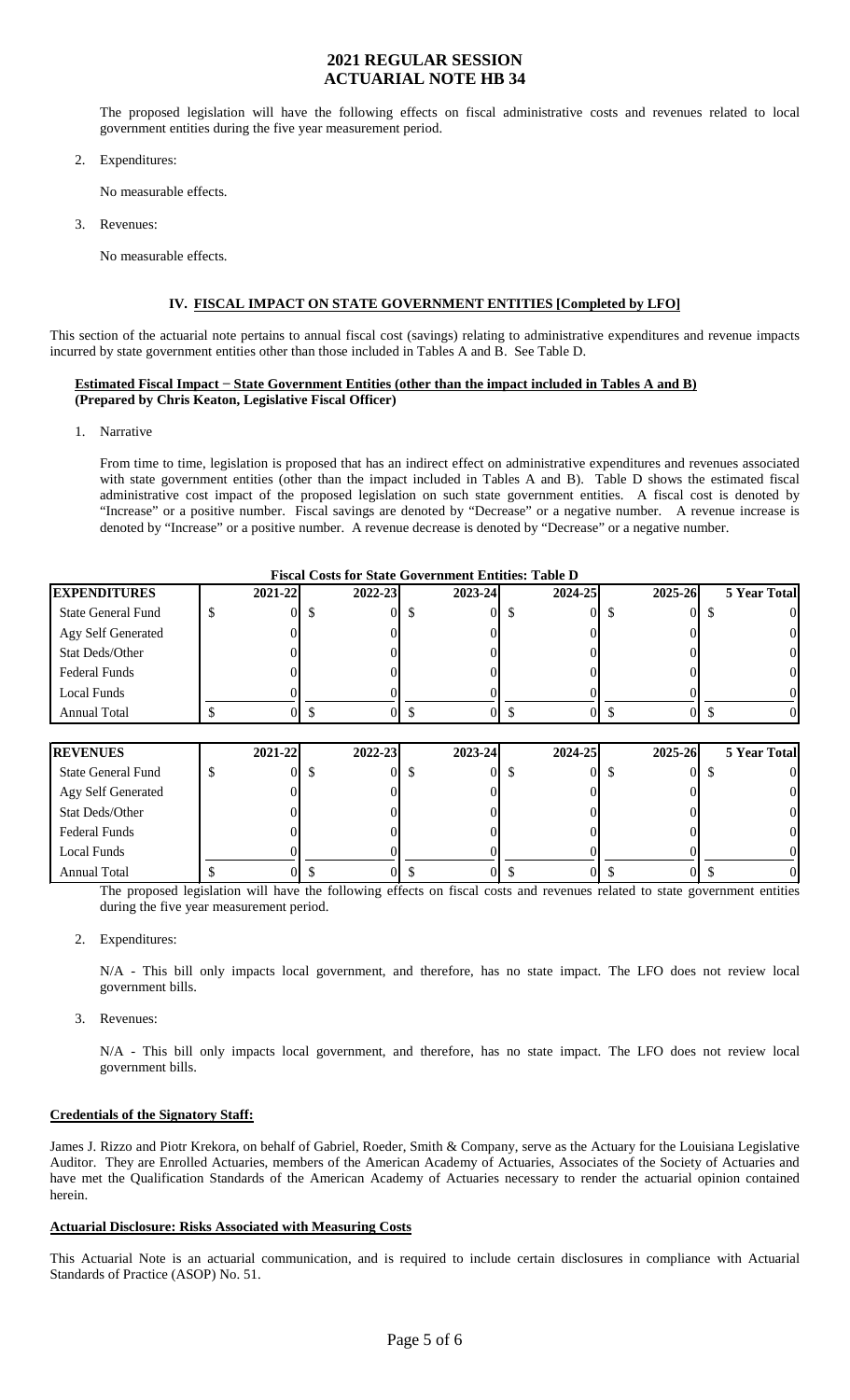The proposed legislation will have the following effects on fiscal administrative costs and revenues related to local government entities during the five year measurement period.

2. Expenditures:

   No measurable effects.

3. Revenues:

   No measurable effects.

## IV. FISCAL IMPACT ON STATE GOVERNMENT ENTITIES [Completed by LFO]

This section of the actuarial note pertains to annual fiscal cost (savings) relating to administrative expenditures and revenue impacts incurred by state government entities other than those included in Tables A and B. See Table D.

**Estimated Fiscal Impact − State Government Entities (other than the impact included in Tables A and B)**
**(Prepared by Chris Keaton, Legislative Fiscal Officer)**

1. Narrative

   From time to time, legislation is proposed that has an indirect effect on administrative expenditures and revenues associated with state government entities (other than the impact included in Tables A and B). Table D shows the estimated fiscal administrative cost impact of the proposed legislation on such state government entities. A fiscal cost is denoted by "Increase" or a positive number. Fiscal savings are denoted by "Decrease" or a negative number. A revenue increase is denoted by "Increase" or a positive number. A revenue decrease is denoted by "Decrease" or a negative number.

**Fiscal Costs for State Government Entities: Table D**

| EXPENDITURES | 2021-22 | 2022-23 | 2023-24 | 2024-25 | 2025-26 | 5 Year Total |
|---|---|---|---|---|---|---|
| State General Fund | $ 0 | $ 0 | $ 0 | $ 0 | $ 0 | $ 0 |
| Agy Self Generated | 0 | 0 | 0 | 0 | 0 | 0 |
| Stat Deds/Other | 0 | 0 | 0 | 0 | 0 | 0 |
| Federal Funds | 0 | 0 | 0 | 0 | 0 | 0 |
| Local Funds | 0 | 0 | 0 | 0 | 0 | 0 |
| Annual Total | $ 0 | $ 0 | $ 0 | $ 0 | $ 0 | $ 0 |

| REVENUES | 2021-22 | 2022-23 | 2023-24 | 2024-25 | 2025-26 | 5 Year Total |
|---|---|---|---|---|---|---|
| State General Fund | $ 0 | $ 0 | $ 0 | $ 0 | $ 0 | $ 0 |
| Agy Self Generated | 0 | 0 | 0 | 0 | 0 | 0 |
| Stat Deds/Other | 0 | 0 | 0 | 0 | 0 | 0 |
| Federal Funds | 0 | 0 | 0 | 0 | 0 | 0 |
| Local Funds | 0 | 0 | 0 | 0 | 0 | 0 |
| Annual Total | $ 0 | $ 0 | $ 0 | $ 0 | $ 0 | $ 0 |

The proposed legislation will have the following effects on fiscal costs and revenues related to state government entities during the five year measurement period.

2. Expenditures:

   N/A - This bill only impacts local government, and therefore, has no state impact. The LFO does not review local government bills.

3. Revenues:

   N/A - This bill only impacts local government, and therefore, has no state impact. The LFO does not review local government bills.

**Credentials of the Signatory Staff:**

James J. Rizzo and Piotr Krekora, on behalf of Gabriel, Roeder, Smith & Company, serve as the Actuary for the Louisiana Legislative Auditor. They are Enrolled Actuaries, members of the American Academy of Actuaries, Associates of the Society of Actuaries and have met the Qualification Standards of the American Academy of Actuaries necessary to render the actuarial opinion contained herein.

**Actuarial Disclosure: Risks Associated with Measuring Costs**

This Actuarial Note is an actuarial communication, and is required to include certain disclosures in compliance with Actuarial Standards of Practice (ASOP) No. 51.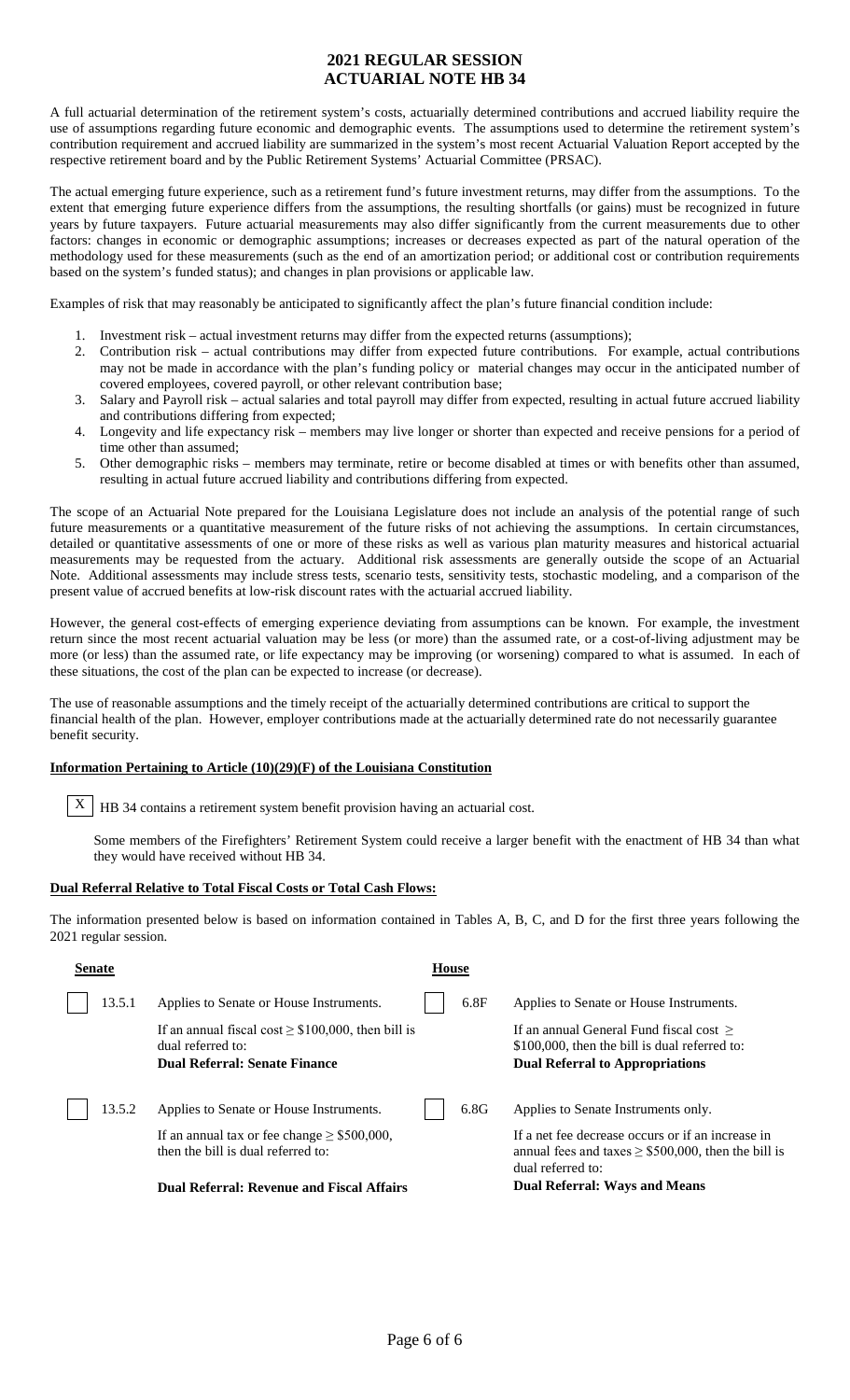## 2021 REGULAR SESSION
## ACTUARIAL NOTE HB 34

A full actuarial determination of the retirement system's costs, actuarially determined contributions and accrued liability require the use of assumptions regarding future economic and demographic events. The assumptions used to determine the retirement system's contribution requirement and accrued liability are summarized in the system's most recent Actuarial Valuation Report accepted by the respective retirement board and by the Public Retirement Systems' Actuarial Committee (PRSAC).

The actual emerging future experience, such as a retirement fund's future investment returns, may differ from the assumptions. To the extent that emerging future experience differs from the assumptions, the resulting shortfalls (or gains) must be recognized in future years by future taxpayers. Future actuarial measurements may also differ significantly from the current measurements due to other factors: changes in economic or demographic assumptions; increases or decreases expected as part of the natural operation of the methodology used for these measurements (such as the end of an amortization period; or additional cost or contribution requirements based on the system's funded status); and changes in plan provisions or applicable law.

Examples of risk that may reasonably be anticipated to significantly affect the plan's future financial condition include:

1. Investment risk – actual investment returns may differ from the expected returns (assumptions);
2. Contribution risk – actual contributions may differ from expected future contributions. For example, actual contributions may not be made in accordance with the plan's funding policy or material changes may occur in the anticipated number of covered employees, covered payroll, or other relevant contribution base;
3. Salary and Payroll risk – actual salaries and total payroll may differ from expected, resulting in actual future accrued liability and contributions differing from expected;
4. Longevity and life expectancy risk – members may live longer or shorter than expected and receive pensions for a period of time other than assumed;
5. Other demographic risks – members may terminate, retire or become disabled at times or with benefits other than assumed, resulting in actual future accrued liability and contributions differing from expected.

The scope of an Actuarial Note prepared for the Louisiana Legislature does not include an analysis of the potential range of such future measurements or a quantitative measurement of the future risks of not achieving the assumptions. In certain circumstances, detailed or quantitative assessments of one or more of these risks as well as various plan maturity measures and historical actuarial measurements may be requested from the actuary. Additional risk assessments are generally outside the scope of an Actuarial Note. Additional assessments may include stress tests, scenario tests, sensitivity tests, stochastic modeling, and a comparison of the present value of accrued benefits at low-risk discount rates with the actuarial accrued liability.

However, the general cost-effects of emerging experience deviating from assumptions can be known. For example, the investment return since the most recent actuarial valuation may be less (or more) than the assumed rate, or a cost-of-living adjustment may be more (or less) than the assumed rate, or life expectancy may be improving (or worsening) compared to what is assumed. In each of these situations, the cost of the plan can be expected to increase (or decrease).

The use of reasonable assumptions and the timely receipt of the actuarially determined contributions are critical to support the financial health of the plan. However, employer contributions made at the actuarially determined rate do not necessarily guarantee benefit security.

**Information Pertaining to Article (10)(29)(F) of the Louisiana Constitution**

[X] HB 34 contains a retirement system benefit provision having an actuarial cost.

Some members of the Firefighters' Retirement System could receive a larger benefit with the enactment of HB 34 than what they would have received without HB 34.

**Dual Referral Relative to Total Fiscal Costs or Total Cash Flows:**

The information presented below is based on information contained in Tables A, B, C, and D for the first three years following the 2021 regular session.

| **Senate** | | | **House** | | |
|---|---|---|---|---|---|
| [ ] | 13.5.1 | Applies to Senate or House Instruments.<br>If an annual fiscal cost ≥ \$100,000, then bill is dual referred to:<br>**Dual Referral: Senate Finance** | [ ] | 6.8F | Applies to Senate or House Instruments.<br>If an annual General Fund fiscal cost ≥ \$100,000, then the bill is dual referred to:<br>**Dual Referral to Appropriations** |
| [ ] | 13.5.2 | Applies to Senate or House Instruments.<br>If an annual tax or fee change ≥ \$500,000, then the bill is dual referred to:<br>**Dual Referral: Revenue and Fiscal Affairs** | [ ] | 6.8G | Applies to Senate Instruments only.<br>If a net fee decrease occurs or if an increase in annual fees and taxes ≥ \$500,000, then the bill is dual referred to:<br>**Dual Referral: Ways and Means** |